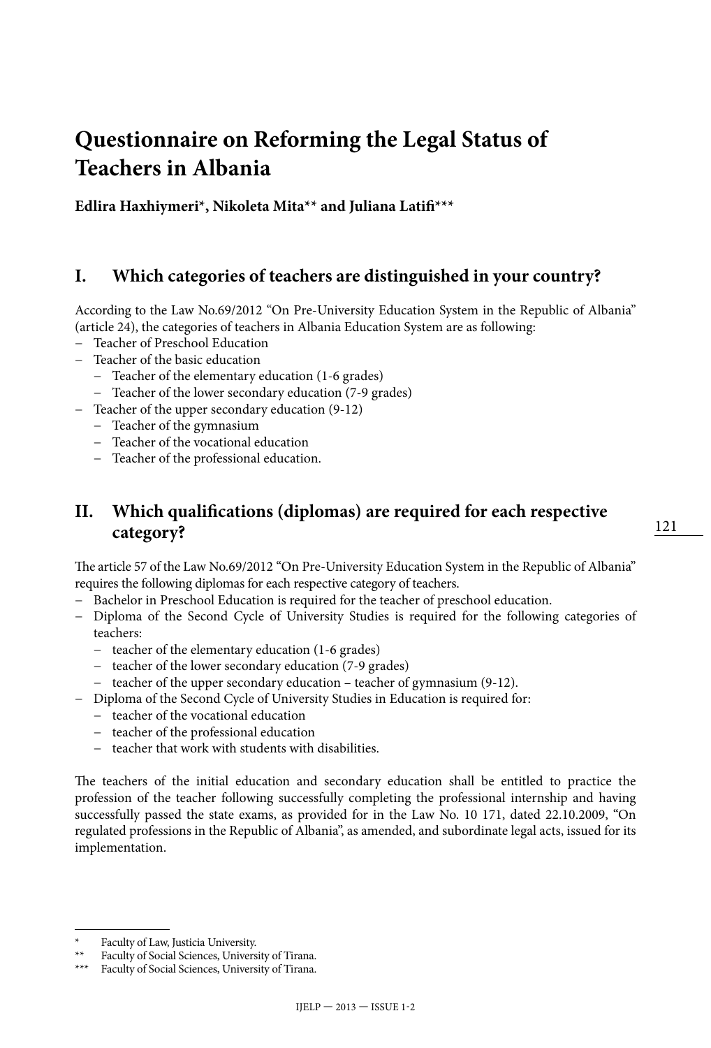# Questionnaire on Reforming the Legal Status of Teachers in Albania

**Edlira Haxhiymeri\*, Nikoleta Mita\*\* and Juliana Latifi\*\*\***

## I. Which categories of teachers are distinguished in your country?

According to the Law No.69/2012 "On Pre-University Education System in the Republic of Albania" (article 24), the categories of teachers in Albania Education System are as following:

- Teacher of Preschool Education
- Teacher of the basic education
  - Teacher of the elementary education (1-6 grades)
  - Teacher of the lower secondary education (7-9 grades)
- Teacher of the upper secondary education (9-12)
  - Teacher of the gymnasium
  - Teacher of the vocational education
  - Teacher of the professional education.

## II. Which qualifications (diplomas) are required for each respective category?

The article 57 of the Law No.69/2012 "On Pre-University Education System in the Republic of Albania" requires the following diplomas for each respective category of teachers.

- Bachelor in Preschool Education is required for the teacher of preschool education.
- Diploma of the Second Cycle of University Studies is required for the following categories of teachers:
  - teacher of the elementary education (1-6 grades)
  - teacher of the lower secondary education (7-9 grades)
  - teacher of the upper secondary education – teacher of gymnasium (9-12).
- Diploma of the Second Cycle of University Studies in Education is required for:
  - teacher of the vocational education
  - teacher of the professional education
  - teacher that work with students with disabilities.

The teachers of the initial education and secondary education shall be entitled to practice the profession of the teacher following successfully completing the professional internship and having successfully passed the state exams, as provided for in the Law No. 10 171, dated 22.10.2009, "On regulated professions in the Republic of Albania", as amended, and subordinate legal acts, issued for its implementation.

---

\* Faculty of Law, Justicia University.

\*\* Faculty of Social Sciences, University of Tirana.

\*\*\* Faculty of Social Sciences, University of Tirana.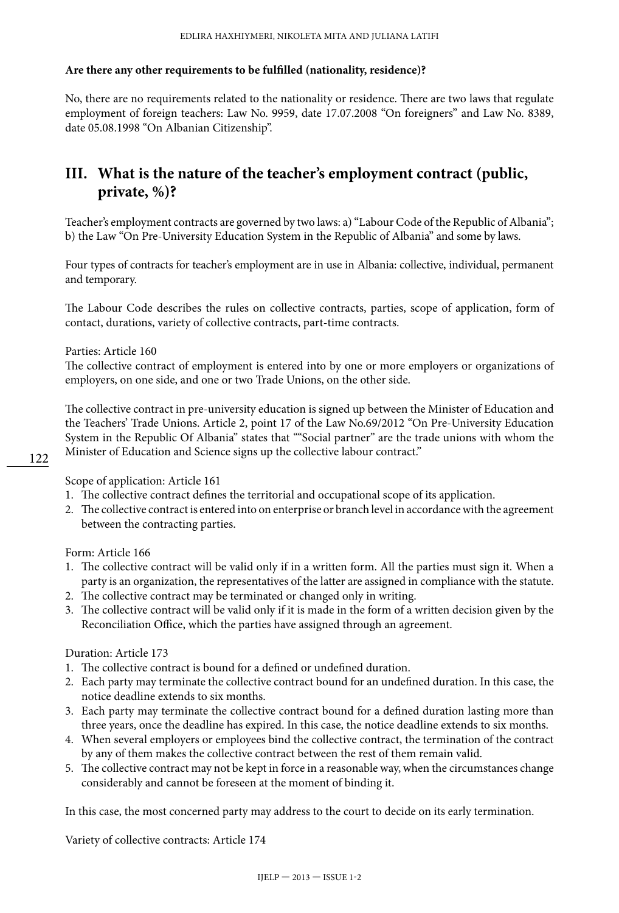**Are there any other requirements to be fulfilled (nationality, residence)?**

No, there are no requirements related to the nationality or residence. There are two laws that regulate employment of foreign teachers: Law No. 9959, date 17.07.2008 "On foreigners" and Law No. 8389, date 05.08.1998 "On Albanian Citizenship".

## III. What is the nature of the teacher's employment contract (public, private, %)?

Teacher's employment contracts are governed by two laws: a) "Labour Code of the Republic of Albania"; b) the Law "On Pre-University Education System in the Republic of Albania" and some by laws.

Four types of contracts for teacher's employment are in use in Albania: collective, individual, permanent and temporary.

The Labour Code describes the rules on collective contracts, parties, scope of application, form of contact, durations, variety of collective contracts, part-time contracts.

Parties: Article 160
The collective contract of employment is entered into by one or more employers or organizations of employers, on one side, and one or two Trade Unions, on the other side.

The collective contract in pre-university education is signed up between the Minister of Education and the Teachers' Trade Unions. Article 2, point 17 of the Law No.69/2012 "On Pre-University Education System in the Republic Of Albania" states that ""Social partner" are the trade unions with whom the Minister of Education and Science signs up the collective labour contract."

Scope of application: Article 161

1. The collective contract defines the territorial and occupational scope of its application.
2. The collective contract is entered into on enterprise or branch level in accordance with the agreement between the contracting parties.

Form: Article 166

1. The collective contract will be valid only if in a written form. All the parties must sign it. When a party is an organization, the representatives of the latter are assigned in compliance with the statute.
2. The collective contract may be terminated or changed only in writing.
3. The collective contract will be valid only if it is made in the form of a written decision given by the Reconciliation Office, which the parties have assigned through an agreement.

Duration: Article 173

1. The collective contract is bound for a defined or undefined duration.
2. Each party may terminate the collective contract bound for an undefined duration. In this case, the notice deadline extends to six months.
3. Each party may terminate the collective contract bound for a defined duration lasting more than three years, once the deadline has expired. In this case, the notice deadline extends to six months.
4. When several employers or employees bind the collective contract, the termination of the contract by any of them makes the collective contract between the rest of them remain valid.
5. The collective contract may not be kept in force in a reasonable way, when the circumstances change considerably and cannot be foreseen at the moment of binding it.

In this case, the most concerned party may address to the court to decide on its early termination.

Variety of collective contracts: Article 174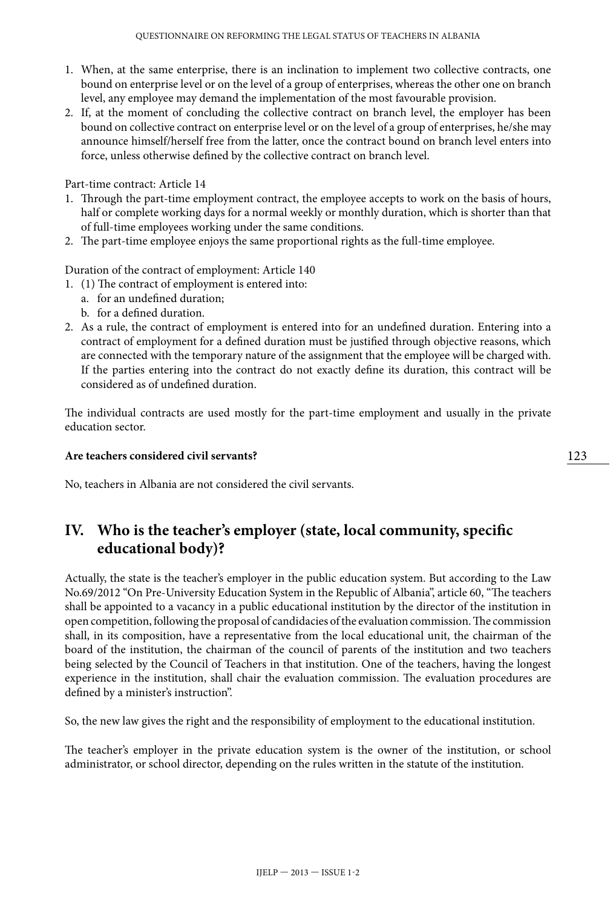1. When, at the same enterprise, there is an inclination to implement two collective contracts, one bound on enterprise level or on the level of a group of enterprises, whereas the other one on branch level, any employee may demand the implementation of the most favourable provision.
2. If, at the moment of concluding the collective contract on branch level, the employer has been bound on collective contract on enterprise level or on the level of a group of enterprises, he/she may announce himself/herself free from the latter, once the contract bound on branch level enters into force, unless otherwise defined by the collective contract on branch level.

Part-time contract: Article 14

1. Through the part-time employment contract, the employee accepts to work on the basis of hours, half or complete working days for a normal weekly or monthly duration, which is shorter than that of full-time employees working under the same conditions.
2. The part-time employee enjoys the same proportional rights as the full-time employee.

Duration of the contract of employment: Article 140

1. (1) The contract of employment is entered into:
   a. for an undefined duration;
   b. for a defined duration.
2. As a rule, the contract of employment is entered into for an undefined duration. Entering into a contract of employment for a defined duration must be justified through objective reasons, which are connected with the temporary nature of the assignment that the employee will be charged with. If the parties entering into the contract do not exactly define its duration, this contract will be considered as of undefined duration.

The individual contracts are used mostly for the part-time employment and usually in the private education sector.

**Are teachers considered civil servants?**

No, teachers in Albania are not considered the civil servants.

## IV. Who is the teacher's employer (state, local community, specific educational body)?

Actually, the state is the teacher's employer in the public education system. But according to the Law No.69/2012 "On Pre-University Education System in the Republic of Albania", article 60, "The teachers shall be appointed to a vacancy in a public educational institution by the director of the institution in open competition, following the proposal of candidacies of the evaluation commission. The commission shall, in its composition, have a representative from the local educational unit, the chairman of the board of the institution, the chairman of the council of parents of the institution and two teachers being selected by the Council of Teachers in that institution. One of the teachers, having the longest experience in the institution, shall chair the evaluation commission. The evaluation procedures are defined by a minister's instruction".

So, the new law gives the right and the responsibility of employment to the educational institution.

The teacher's employer in the private education system is the owner of the institution, or school administrator, or school director, depending on the rules written in the statute of the institution.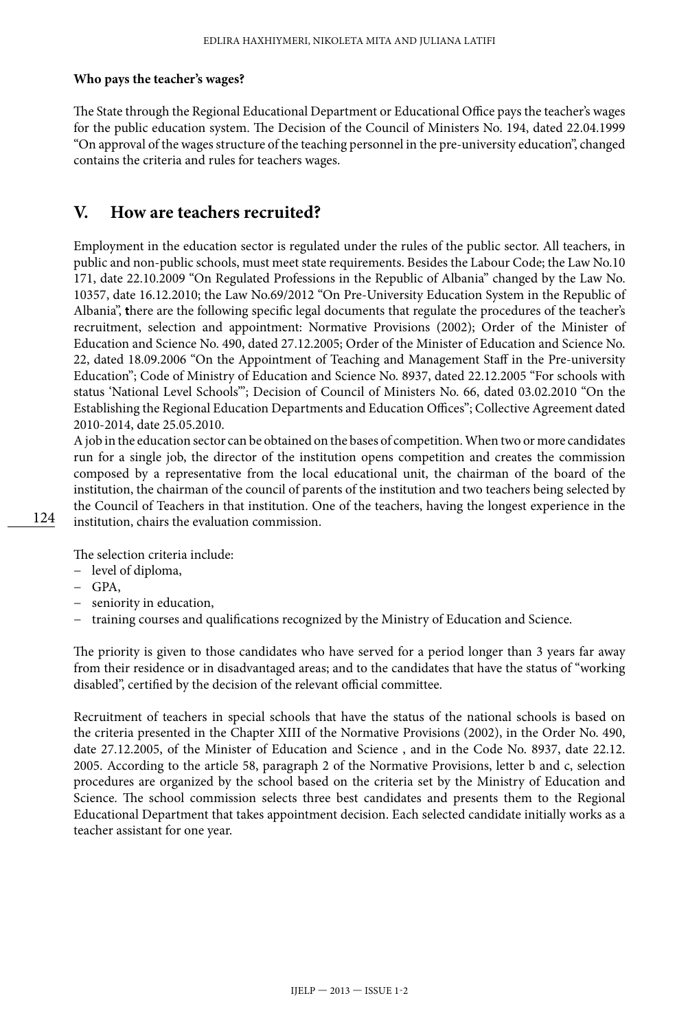**Who pays the teacher's wages?**

The State through the Regional Educational Department or Educational Office pays the teacher's wages for the public education system. The Decision of the Council of Ministers No. 194, dated 22.04.1999 "On approval of the wages structure of the teaching personnel in the pre-university education", changed contains the criteria and rules for teachers wages.

## V. How are teachers recruited?

Employment in the education sector is regulated under the rules of the public sector. All teachers, in public and non-public schools, must meet state requirements. Besides the Labour Code; the Law No.10 171, date 22.10.2009 "On Regulated Professions in the Republic of Albania" changed by the Law No. 10357, date 16.12.2010; the Law No.69/2012 "On Pre-University Education System in the Republic of Albania", there are the following specific legal documents that regulate the procedures of the teacher's recruitment, selection and appointment: Normative Provisions (2002); Order of the Minister of Education and Science No. 490, dated 27.12.2005; Order of the Minister of Education and Science No. 22, dated 18.09.2006 "On the Appointment of Teaching and Management Staff in the Pre-university Education"; Code of Ministry of Education and Science No. 8937, dated 22.12.2005 "For schools with status 'National Level Schools'"; Decision of Council of Ministers No. 66, dated 03.02.2010 "On the Establishing the Regional Education Departments and Education Offices"; Collective Agreement dated 2010-2014, date 25.05.2010.

A job in the education sector can be obtained on the bases of competition. When two or more candidates run for a single job, the director of the institution opens competition and creates the commission composed by a representative from the local educational unit, the chairman of the board of the institution, the chairman of the council of parents of the institution and two teachers being selected by the Council of Teachers in that institution. One of the teachers, having the longest experience in the institution, chairs the evaluation commission.

The selection criteria include:

- level of diploma,
- GPA,
- seniority in education,
- training courses and qualifications recognized by the Ministry of Education and Science.

The priority is given to those candidates who have served for a period longer than 3 years far away from their residence or in disadvantaged areas; and to the candidates that have the status of "working disabled", certified by the decision of the relevant official committee.

Recruitment of teachers in special schools that have the status of the national schools is based on the criteria presented in the Chapter XIII of the Normative Provisions (2002), in the Order No. 490, date 27.12.2005, of the Minister of Education and Science , and in the Code No. 8937, date 22.12. 2005. According to the article 58, paragraph 2 of the Normative Provisions, letter b and c, selection procedures are organized by the school based on the criteria set by the Ministry of Education and Science. The school commission selects three best candidates and presents them to the Regional Educational Department that takes appointment decision. Each selected candidate initially works as a teacher assistant for one year.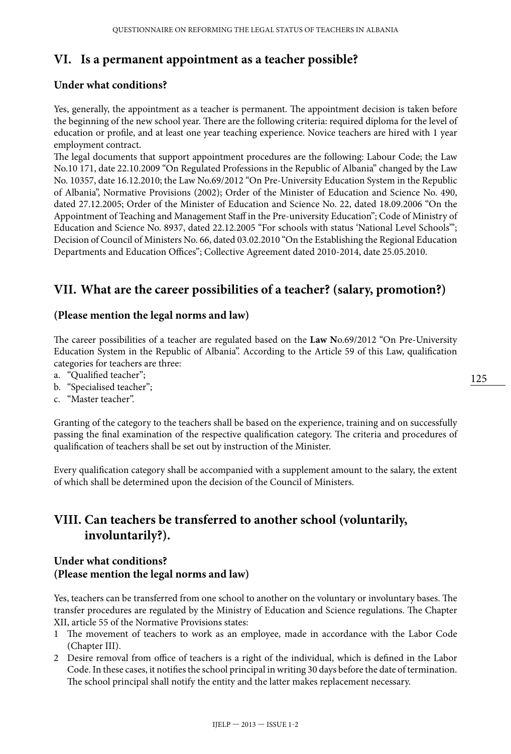## VI. Is a permanent appointment as a teacher possible?

### Under what conditions?

Yes, generally, the appointment as a teacher is permanent. The appointment decision is taken before the beginning of the new school year. There are the following criteria: required diploma for the level of education or profile, and at least one year teaching experience. Novice teachers are hired with 1 year employment contract.

The legal documents that support appointment procedures are the following: Labour Code; the Law No.10 171, date 22.10.2009 "On Regulated Professions in the Republic of Albania" changed by the Law No. 10357, date 16.12.2010; the Law No.69/2012 "On Pre-University Education System in the Republic of Albania", Normative Provisions (2002); Order of the Minister of Education and Science No. 490, dated 27.12.2005; Order of the Minister of Education and Science No. 22, dated 18.09.2006 "On the Appointment of Teaching and Management Staff in the Pre-university Education"; Code of Ministry of Education and Science No. 8937, dated 22.12.2005 "For schools with status 'National Level Schools'"; Decision of Council of Ministers No. 66, dated 03.02.2010 "On the Establishing the Regional Education Departments and Education Offices"; Collective Agreement dated 2010-2014, date 25.05.2010.

## VII. What are the career possibilities of a teacher? (salary, promotion?)

### (Please mention the legal norms and law)

The career possibilities of a teacher are regulated based on the **Law N**o.69/2012 "On Pre-University Education System in the Republic of Albania". According to the Article 59 of this Law, qualification categories for teachers are three:

a. "Qualified teacher";
b. "Specialised teacher";
c. "Master teacher".

Granting of the category to the teachers shall be based on the experience, training and on successfully passing the final examination of the respective qualification category. The criteria and procedures of qualification of teachers shall be set out by instruction of the Minister.

Every qualification category shall be accompanied with a supplement amount to the salary, the extent of which shall be determined upon the decision of the Council of Ministers.

## VIII. Can teachers be transferred to another school (voluntarily, involuntarily?).

### Under what conditions?
### (Please mention the legal norms and law)

Yes, teachers can be transferred from one school to another on the voluntary or involuntary bases. The transfer procedures are regulated by the Ministry of Education and Science regulations. The Chapter XII, article 55 of the Normative Provisions states:

1 The movement of teachers to work as an employee, made in accordance with the Labor Code (Chapter III).
2 Desire removal from office of teachers is a right of the individual, which is defined in the Labor Code. In these cases, it notifies the school principal in writing 30 days before the date of termination. The school principal shall notify the entity and the latter makes replacement necessary.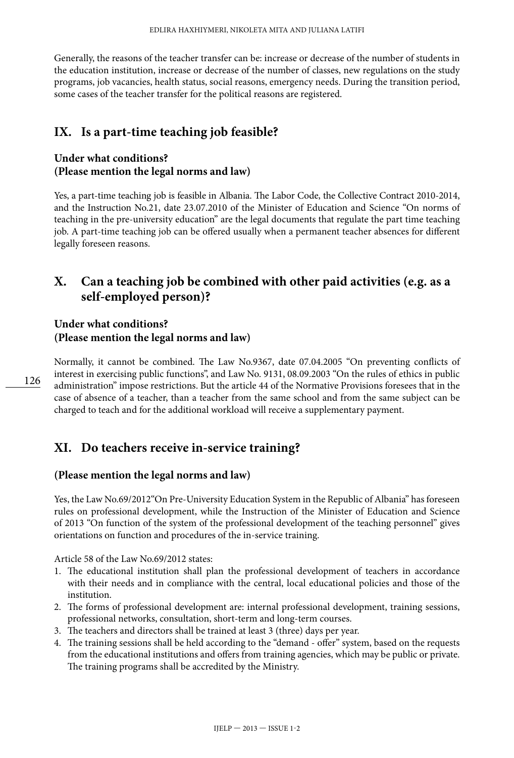Generally, the reasons of the teacher transfer can be: increase or decrease of the number of students in the education institution, increase or decrease of the number of classes, new regulations on the study programs, job vacancies, health status, social reasons, emergency needs. During the transition period, some cases of the teacher transfer for the political reasons are registered.

## IX. Is a part-time teaching job feasible?

### Under what conditions? (Please mention the legal norms and law)

Yes, a part-time teaching job is feasible in Albania. The Labor Code, the Collective Contract 2010-2014, and the Instruction No.21, date 23.07.2010 of the Minister of Education and Science "On norms of teaching in the pre-university education" are the legal documents that regulate the part time teaching job. A part-time teaching job can be offered usually when a permanent teacher absences for different legally foreseen reasons.

## X. Can a teaching job be combined with other paid activities (e.g. as a self-employed person)?

### Under what conditions? (Please mention the legal norms and law)

Normally, it cannot be combined. The Law No.9367, date 07.04.2005 "On preventing conflicts of interest in exercising public functions", and Law No. 9131, 08.09.2003 "On the rules of ethics in public administration" impose restrictions. But the article 44 of the Normative Provisions foresees that in the case of absence of a teacher, than a teacher from the same school and from the same subject can be charged to teach and for the additional workload will receive a supplementary payment.

## XI. Do teachers receive in-service training?

### (Please mention the legal norms and law)

Yes, the Law No.69/2012"On Pre-University Education System in the Republic of Albania" has foreseen rules on professional development, while the Instruction of the Minister of Education and Science of 2013 "On function of the system of the professional development of the teaching personnel" gives orientations on function and procedures of the in-service training.

Article 58 of the Law No.69/2012 states:

1. The educational institution shall plan the professional development of teachers in accordance with their needs and in compliance with the central, local educational policies and those of the institution.
2. The forms of professional development are: internal professional development, training sessions, professional networks, consultation, short-term and long-term courses.
3. The teachers and directors shall be trained at least 3 (three) days per year.
4. The training sessions shall be held according to the "demand - offer" system, based on the requests from the educational institutions and offers from training agencies, which may be public or private. The training programs shall be accredited by the Ministry.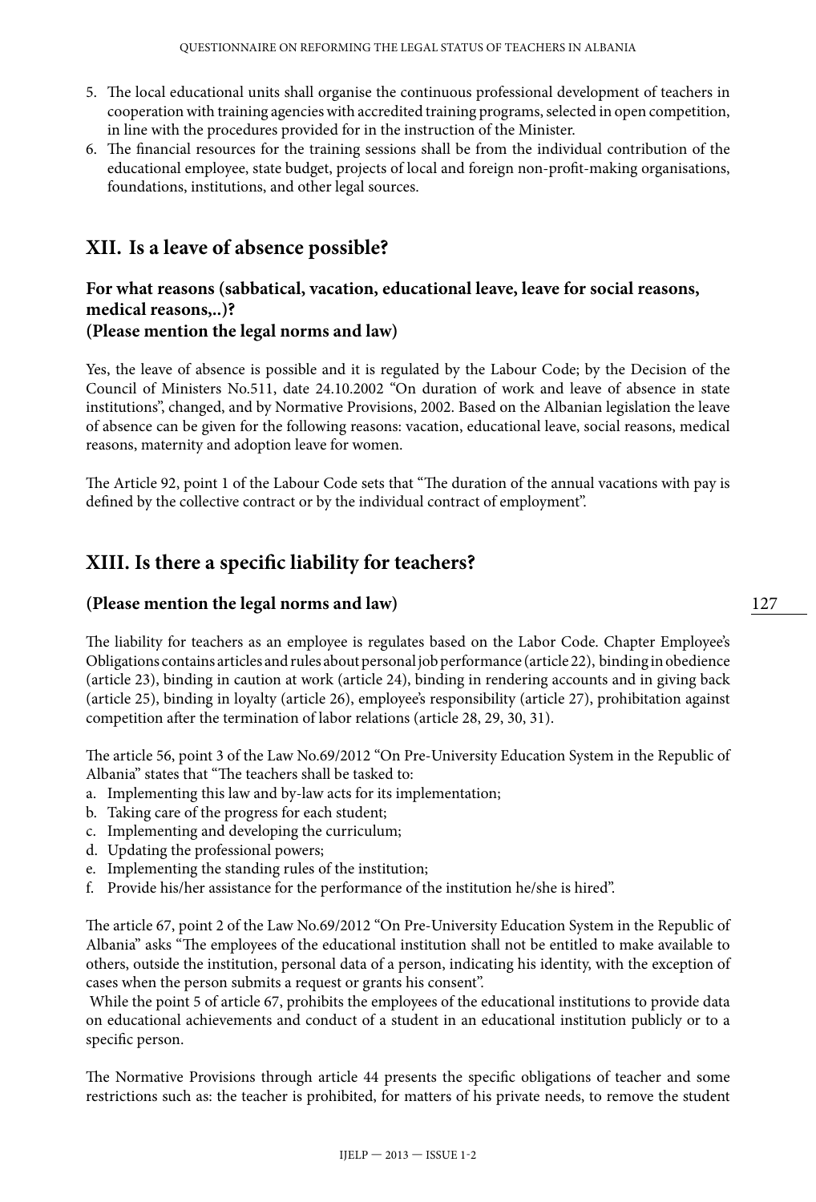5. The local educational units shall organise the continuous professional development of teachers in cooperation with training agencies with accredited training programs, selected in open competition, in line with the procedures provided for in the instruction of the Minister.
6. The financial resources for the training sessions shall be from the individual contribution of the educational employee, state budget, projects of local and foreign non-profit-making organisations, foundations, institutions, and other legal sources.

## XII. Is a leave of absence possible?

### For what reasons (sabbatical, vacation, educational leave, leave for social reasons, medical reasons,..)? (Please mention the legal norms and law)

Yes, the leave of absence is possible and it is regulated by the Labour Code; by the Decision of the Council of Ministers No.511, date 24.10.2002 "On duration of work and leave of absence in state institutions", changed, and by Normative Provisions, 2002. Based on the Albanian legislation the leave of absence can be given for the following reasons: vacation, educational leave, social reasons, medical reasons, maternity and adoption leave for women.

The Article 92, point 1 of the Labour Code sets that "The duration of the annual vacations with pay is defined by the collective contract or by the individual contract of employment".

## XIII. Is there a specific liability for teachers?

### (Please mention the legal norms and law)

The liability for teachers as an employee is regulates based on the Labor Code. Chapter Employee's Obligations contains articles and rules about personal job performance (article 22), binding in obedience (article 23), binding in caution at work (article 24), binding in rendering accounts and in giving back (article 25), binding in loyalty (article 26), employee's responsibility (article 27), prohibitation against competition after the termination of labor relations (article 28, 29, 30, 31).

The article 56, point 3 of the Law No.69/2012 "On Pre-University Education System in the Republic of Albania" states that "The teachers shall be tasked to:

a. Implementing this law and by-law acts for its implementation;
b. Taking care of the progress for each student;
c. Implementing and developing the curriculum;
d. Updating the professional powers;
e. Implementing the standing rules of the institution;
f. Provide his/her assistance for the performance of the institution he/she is hired".

The article 67, point 2 of the Law No.69/2012 "On Pre-University Education System in the Republic of Albania" asks "The employees of the educational institution shall not be entitled to make available to others, outside the institution, personal data of a person, indicating his identity, with the exception of cases when the person submits a request or grants his consent".

While the point 5 of article 67, prohibits the employees of the educational institutions to provide data on educational achievements and conduct of a student in an educational institution publicly or to a specific person.

The Normative Provisions through article 44 presents the specific obligations of teacher and some restrictions such as: the teacher is prohibited, for matters of his private needs, to remove the student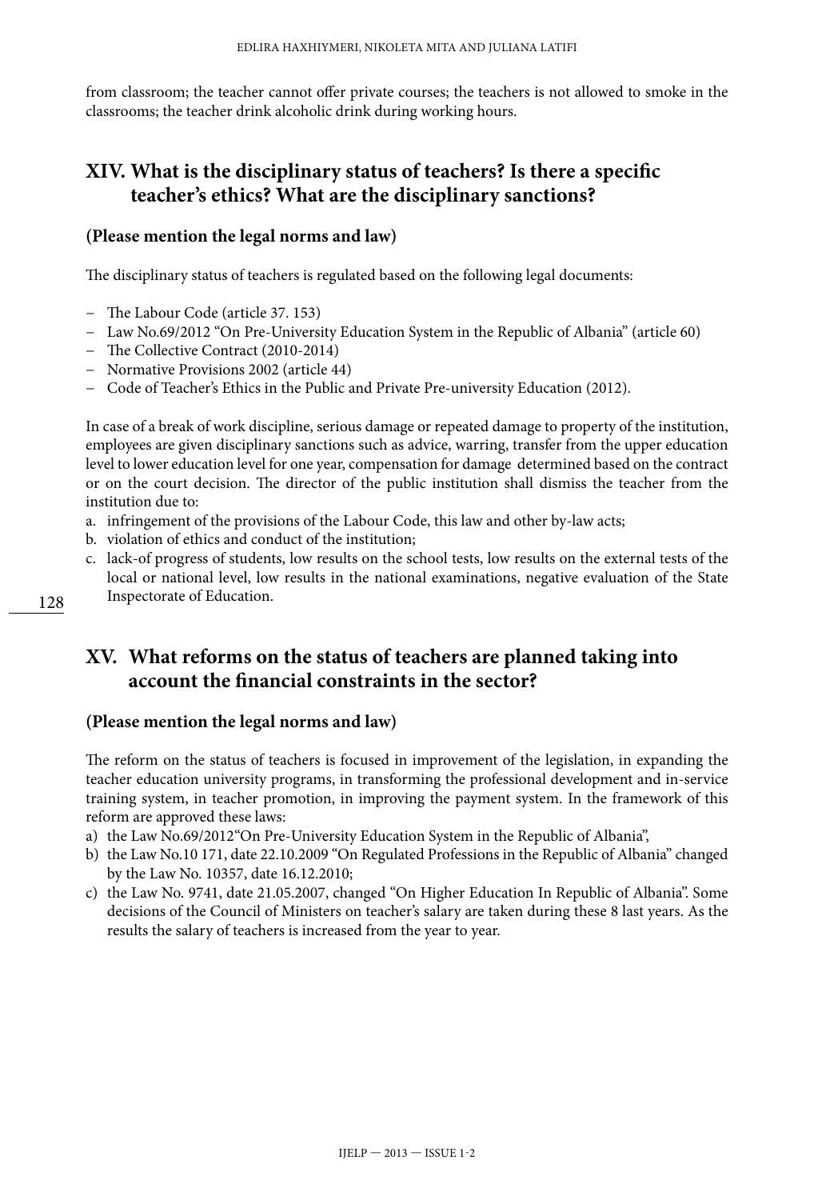from classroom; the teacher cannot offer private courses; the teachers is not allowed to smoke in the classrooms; the teacher drink alcoholic drink during working hours.

## XIV. What is the disciplinary status of teachers? Is there a specific teacher's ethics? What are the disciplinary sanctions?

**(Please mention the legal norms and law)**

The disciplinary status of teachers is regulated based on the following legal documents:

- The Labour Code (article 37. 153)
- Law No.69/2012 "On Pre-University Education System in the Republic of Albania" (article 60)
- The Collective Contract (2010-2014)
- Normative Provisions 2002 (article 44)
- Code of Teacher's Ethics in the Public and Private Pre-university Education (2012).

In case of a break of work discipline, serious damage or repeated damage to property of the institution, employees are given disciplinary sanctions such as advice, warring, transfer from the upper education level to lower education level for one year, compensation for damage determined based on the contract or on the court decision. The director of the public institution shall dismiss the teacher from the institution due to:

a. infringement of the provisions of the Labour Code, this law and other by-law acts;
b. violation of ethics and conduct of the institution;
c. lack-of progress of students, low results on the school tests, low results on the external tests of the local or national level, low results in the national examinations, negative evaluation of the State Inspectorate of Education.

## XV. What reforms on the status of teachers are planned taking into account the financial constraints in the sector?

**(Please mention the legal norms and law)**

The reform on the status of teachers is focused in improvement of the legislation, in expanding the teacher education university programs, in transforming the professional development and in-service training system, in teacher promotion, in improving the payment system. In the framework of this reform are approved these laws:

a) the Law No.69/2012"On Pre-University Education System in the Republic of Albania",
b) the Law No.10 171, date 22.10.2009 "On Regulated Professions in the Republic of Albania" changed by the Law No. 10357, date 16.12.2010;
c) the Law No. 9741, date 21.05.2007, changed "On Higher Education In Republic of Albania". Some decisions of the Council of Ministers on teacher's salary are taken during these 8 last years. As the results the salary of teachers is increased from the year to year.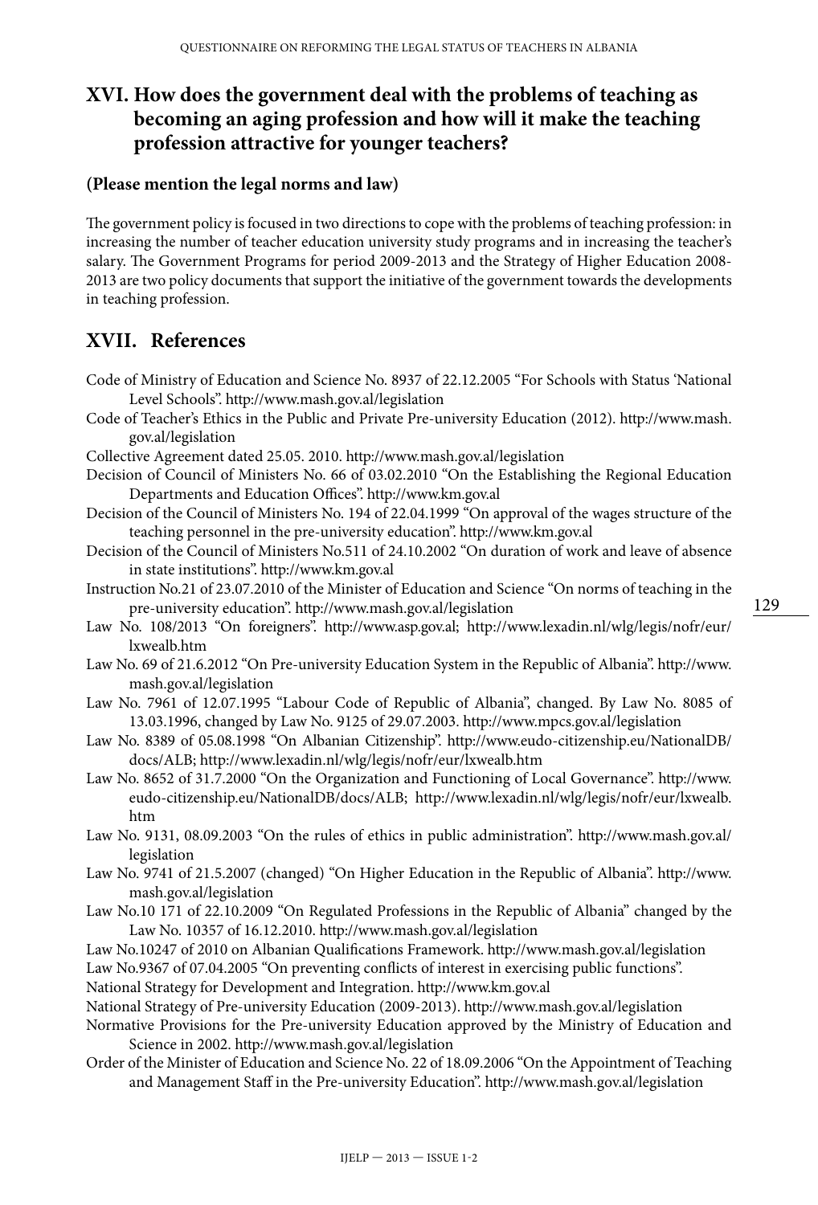## XVI. How does the government deal with the problems of teaching as becoming an aging profession and how will it make the teaching profession attractive for younger teachers?

**(Please mention the legal norms and law)**

The government policy is focused in two directions to cope with the problems of teaching profession: in increasing the number of teacher education university study programs and in increasing the teacher's salary. The Government Programs for period 2009-2013 and the Strategy of Higher Education 2008-2013 are two policy documents that support the initiative of the government towards the developments in teaching profession.

## XVII. References

Code of Ministry of Education and Science No. 8937 of 22.12.2005 "For Schools with Status 'National Level Schools". http://www.mash.gov.al/legislation

Code of Teacher's Ethics in the Public and Private Pre-university Education (2012). http://www.mash.gov.al/legislation

Collective Agreement dated 25.05. 2010. http://www.mash.gov.al/legislation

Decision of Council of Ministers No. 66 of 03.02.2010 "On the Establishing the Regional Education Departments and Education Offices". http://www.km.gov.al

Decision of the Council of Ministers No. 194 of 22.04.1999 "On approval of the wages structure of the teaching personnel in the pre-university education". http://www.km.gov.al

Decision of the Council of Ministers No.511 of 24.10.2002 "On duration of work and leave of absence in state institutions". http://www.km.gov.al

Instruction No.21 of 23.07.2010 of the Minister of Education and Science "On norms of teaching in the pre-university education". http://www.mash.gov.al/legislation

Law No. 108/2013 "On foreigners". http://www.asp.gov.al; http://www.lexadin.nl/wlg/legis/nofr/eur/lxwealb.htm

Law No. 69 of 21.6.2012 "On Pre-university Education System in the Republic of Albania". http://www.mash.gov.al/legislation

Law No. 7961 of 12.07.1995 "Labour Code of Republic of Albania", changed. By Law No. 8085 of 13.03.1996, changed by Law No. 9125 of 29.07.2003. http://www.mpcs.gov.al/legislation

Law No. 8389 of 05.08.1998 "On Albanian Citizenship". http://www.eudo-citizenship.eu/NationalDB/docs/ALB; http://www.lexadin.nl/wlg/legis/nofr/eur/lxwealb.htm

Law No. 8652 of 31.7.2000 "On the Organization and Functioning of Local Governance". http://www.eudo-citizenship.eu/NationalDB/docs/ALB; http://www.lexadin.nl/wlg/legis/nofr/eur/lxwealb.htm

Law No. 9131, 08.09.2003 "On the rules of ethics in public administration". http://www.mash.gov.al/legislation

Law No. 9741 of 21.5.2007 (changed) "On Higher Education in the Republic of Albania". http://www.mash.gov.al/legislation

Law No.10 171 of 22.10.2009 "On Regulated Professions in the Republic of Albania" changed by the Law No. 10357 of 16.12.2010. http://www.mash.gov.al/legislation

Law No.10247 of 2010 on Albanian Qualifications Framework. http://www.mash.gov.al/legislation

Law No.9367 of 07.04.2005 "On preventing conflicts of interest in exercising public functions".

National Strategy for Development and Integration. http://www.km.gov.al

National Strategy of Pre-university Education (2009-2013). http://www.mash.gov.al/legislation

Normative Provisions for the Pre-university Education approved by the Ministry of Education and Science in 2002. http://www.mash.gov.al/legislation

Order of the Minister of Education and Science No. 22 of 18.09.2006 "On the Appointment of Teaching and Management Staff in the Pre-university Education". http://www.mash.gov.al/legislation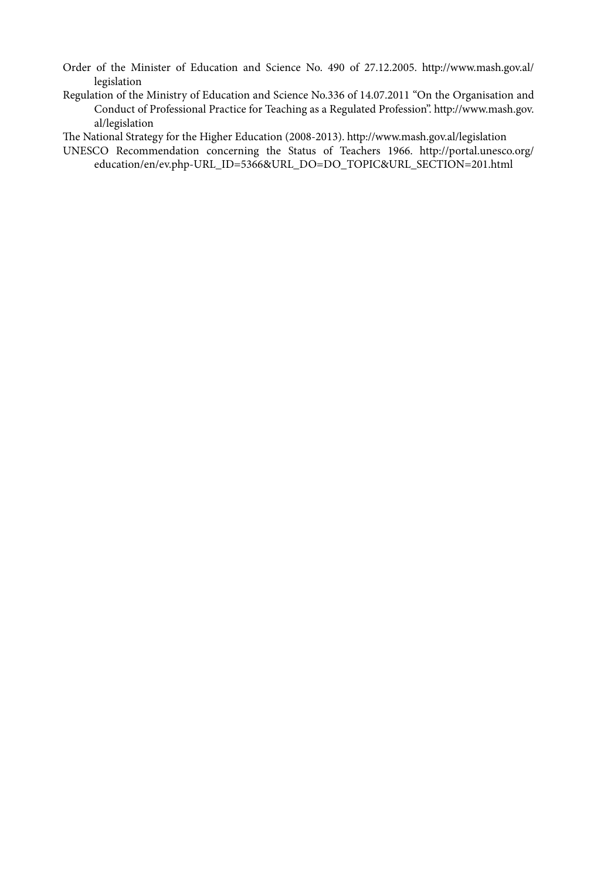Order of the Minister of Education and Science No. 490 of 27.12.2005. http://www.mash.gov.al/legislation

Regulation of the Ministry of Education and Science No.336 of 14.07.2011 "On the Organisation and Conduct of Professional Practice for Teaching as a Regulated Profession". http://www.mash.gov.al/legislation

The National Strategy for the Higher Education (2008-2013). http://www.mash.gov.al/legislation

UNESCO Recommendation concerning the Status of Teachers 1966. http://portal.unesco.org/education/en/ev.php-URL_ID=5366&URL_DO=DO_TOPIC&URL_SECTION=201.html